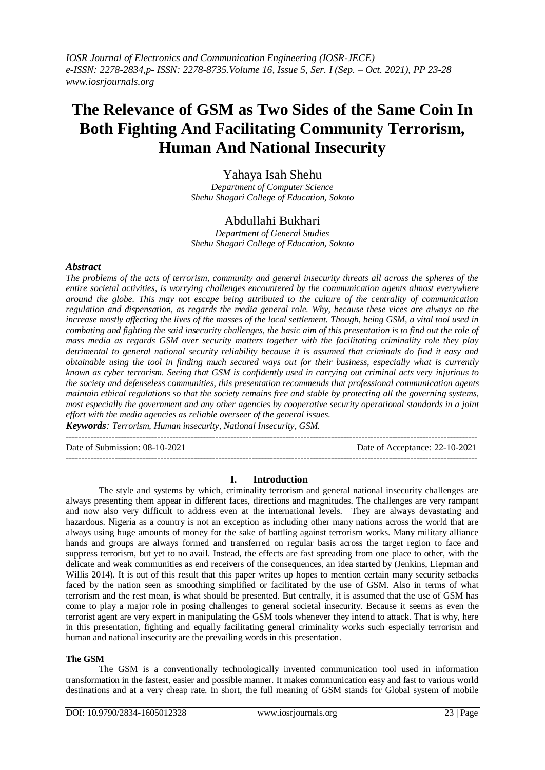# The Relevance of GSM as Two Sides of the Same Coin In Both Fighting And Facilitating Community Terrorism, Human And National Insecurity

Yahaya Isah Shehu

*Department of Computer Science*
*Shehu Shagari College of Education, Sokoto*

Abdullahi Bukhari

*Department of General Studies*
*Shehu Shagari College of Education, Sokoto*

## *Abstract*

*The problems of the acts of terrorism, community and general insecurity threats all across the spheres of the entire societal activities, is worrying challenges encountered by the communication agents almost everywhere around the globe. This may not escape being attributed to the culture of the centrality of communication regulation and dispensation, as regards the media general role. Why, because these vices are always on the increase mostly affecting the lives of the masses of the local settlement. Though, being GSM, a vital tool used in combating and fighting the said insecurity challenges, the basic aim of this presentation is to find out the role of mass media as regards GSM over security matters together with the facilitating criminality role they play detrimental to general national security reliability because it is assumed that criminals do find it easy and obtainable using the tool in finding much secured ways out for their business, especially what is currently known as cyber terrorism. Seeing that GSM is confidently used in carrying out criminal acts very injurious to the society and defenseless communities, this presentation recommends that professional communication agents maintain ethical regulations so that the society remains free and stable by protecting all the governing systems, most especially the government and any other agencies by cooperative security operational standards in a joint effort with the media agencies as reliable overseer of the general issues.*

***Keywords**: Terrorism, Human insecurity, National Insecurity, GSM.*

---

Date of Submission: 08-10-2021 Date of Acceptance: 22-10-2021

---

## I. Introduction

The style and systems by which, criminality terrorism and general national insecurity challenges are always presenting them appear in different faces, directions and magnitudes. The challenges are very rampant and now also very difficult to address even at the international levels. They are always devastating and hazardous. Nigeria as a country is not an exception as including other many nations across the world that are always using huge amounts of money for the sake of battling against terrorism works. Many military alliance hands and groups are always formed and transferred on regular basis across the target region to face and suppress terrorism, but yet to no avail. Instead, the effects are fast spreading from one place to other, with the delicate and weak communities as end receivers of the consequences, an idea started by (Jenkins, Liepman and Willis 2014). It is out of this result that this paper writes up hopes to mention certain many security setbacks faced by the nation seen as smoothing simplified or facilitated by the use of GSM. Also in terms of what terrorism and the rest mean, is what should be presented. But centrally, it is assumed that the use of GSM has come to play a major role in posing challenges to general societal insecurity. Because it seems as even the terrorist agent are very expert in manipulating the GSM tools whenever they intend to attack. That is why, here in this presentation, fighting and equally facilitating general criminality works such especially terrorism and human and national insecurity are the prevailing words in this presentation.

### The GSM

The GSM is a conventionally technologically invented communication tool used in information transformation in the fastest, easier and possible manner. It makes communication easy and fast to various world destinations and at a very cheap rate. In short, the full meaning of GSM stands for Global system of mobile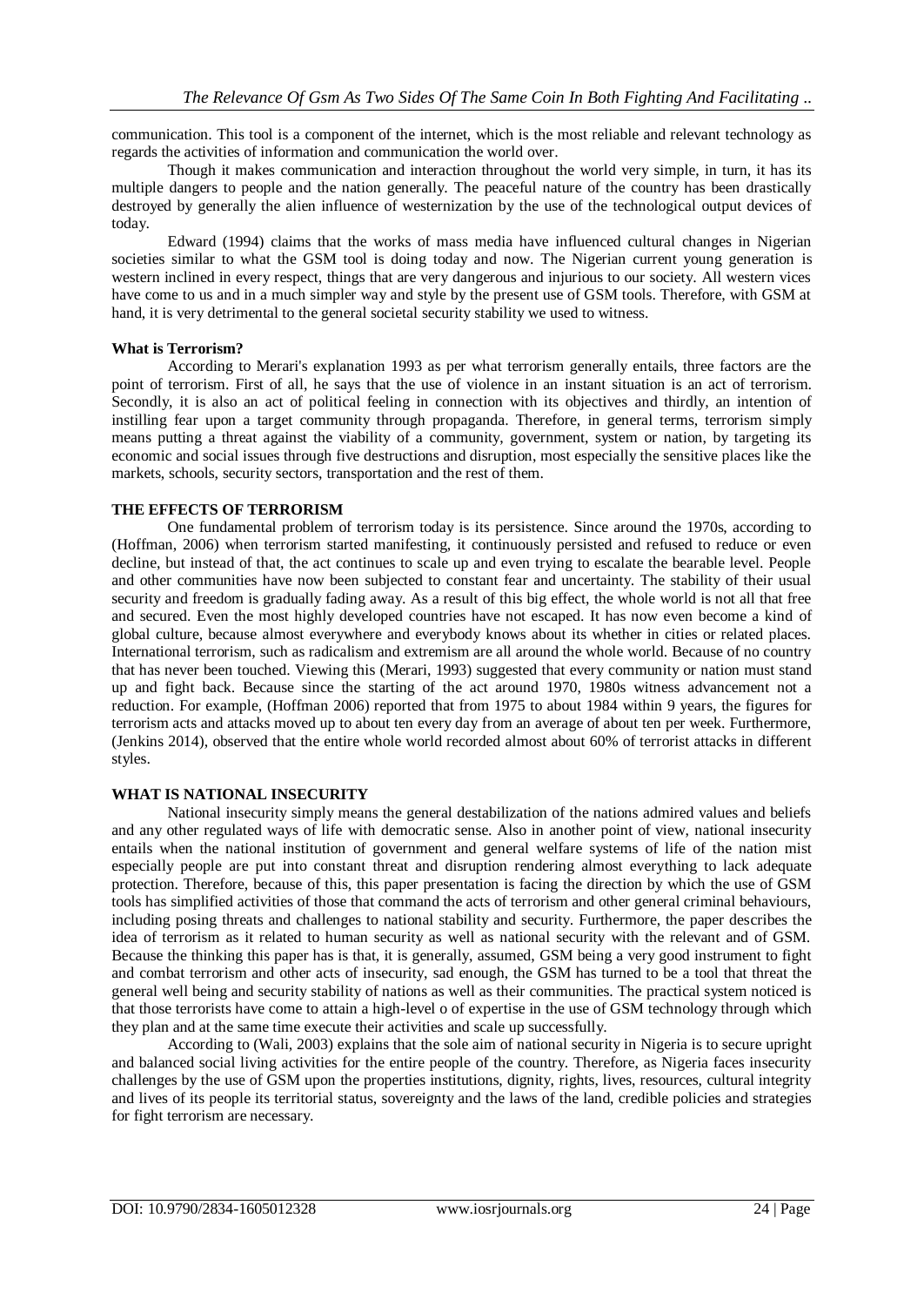communication. This tool is a component of the internet, which is the most reliable and relevant technology as regards the activities of information and communication the world over.

Though it makes communication and interaction throughout the world very simple, in turn, it has its multiple dangers to people and the nation generally. The peaceful nature of the country has been drastically destroyed by generally the alien influence of westernization by the use of the technological output devices of today.

Edward (1994) claims that the works of mass media have influenced cultural changes in Nigerian societies similar to what the GSM tool is doing today and now. The Nigerian current young generation is western inclined in every respect, things that are very dangerous and injurious to our society. All western vices have come to us and in a much simpler way and style by the present use of GSM tools. Therefore, with GSM at hand, it is very detrimental to the general societal security stability we used to witness.

**What is Terrorism?**

According to Merari's explanation 1993 as per what terrorism generally entails, three factors are the point of terrorism. First of all, he says that the use of violence in an instant situation is an act of terrorism. Secondly, it is also an act of political feeling in connection with its objectives and thirdly, an intention of instilling fear upon a target community through propaganda. Therefore, in general terms, terrorism simply means putting a threat against the viability of a community, government, system or nation, by targeting its economic and social issues through five destructions and disruption, most especially the sensitive places like the markets, schools, security sectors, transportation and the rest of them.

**THE EFFECTS OF TERRORISM**

One fundamental problem of terrorism today is its persistence. Since around the 1970s, according to (Hoffman, 2006) when terrorism started manifesting, it continuously persisted and refused to reduce or even decline, but instead of that, the act continues to scale up and even trying to escalate the bearable level. People and other communities have now been subjected to constant fear and uncertainty. The stability of their usual security and freedom is gradually fading away. As a result of this big effect, the whole world is not all that free and secured. Even the most highly developed countries have not escaped. It has now even become a kind of global culture, because almost everywhere and everybody knows about its whether in cities or related places. International terrorism, such as radicalism and extremism are all around the whole world. Because of no country that has never been touched. Viewing this (Merari, 1993) suggested that every community or nation must stand up and fight back. Because since the starting of the act around 1970, 1980s witness advancement not a reduction. For example, (Hoffman 2006) reported that from 1975 to about 1984 within 9 years, the figures for terrorism acts and attacks moved up to about ten every day from an average of about ten per week. Furthermore, (Jenkins 2014), observed that the entire whole world recorded almost about 60% of terrorist attacks in different styles.

**WHAT IS NATIONAL INSECURITY**

National insecurity simply means the general destabilization of the nations admired values and beliefs and any other regulated ways of life with democratic sense. Also in another point of view, national insecurity entails when the national institution of government and general welfare systems of life of the nation mist especially people are put into constant threat and disruption rendering almost everything to lack adequate protection. Therefore, because of this, this paper presentation is facing the direction by which the use of GSM tools has simplified activities of those that command the acts of terrorism and other general criminal behaviours, including posing threats and challenges to national stability and security. Furthermore, the paper describes the idea of terrorism as it related to human security as well as national security with the relevant and of GSM. Because the thinking this paper has is that, it is generally, assumed, GSM being a very good instrument to fight and combat terrorism and other acts of insecurity, sad enough, the GSM has turned to be a tool that threat the general well being and security stability of nations as well as their communities. The practical system noticed is that those terrorists have come to attain a high-level o of expertise in the use of GSM technology through which they plan and at the same time execute their activities and scale up successfully.

According to (Wali, 2003) explains that the sole aim of national security in Nigeria is to secure upright and balanced social living activities for the entire people of the country. Therefore, as Nigeria faces insecurity challenges by the use of GSM upon the properties institutions, dignity, rights, lives, resources, cultural integrity and lives of its people its territorial status, sovereignty and the laws of the land, credible policies and strategies for fight terrorism are necessary.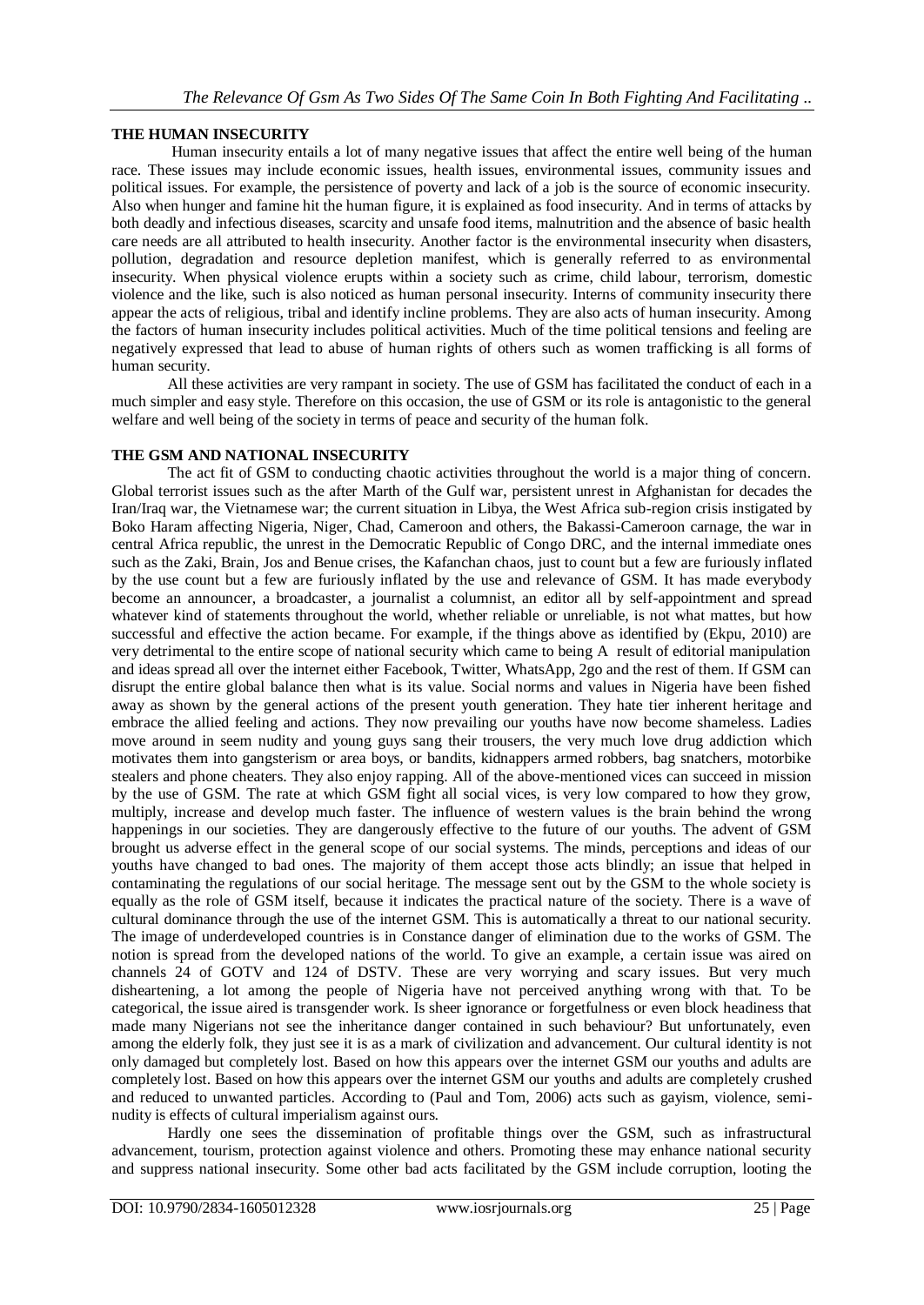## THE HUMAN INSECURITY

Human insecurity entails a lot of many negative issues that affect the entire well being of the human race. These issues may include economic issues, health issues, environmental issues, community issues and political issues. For example, the persistence of poverty and lack of a job is the source of economic insecurity. Also when hunger and famine hit the human figure, it is explained as food insecurity. And in terms of attacks by both deadly and infectious diseases, scarcity and unsafe food items, malnutrition and the absence of basic health care needs are all attributed to health insecurity. Another factor is the environmental insecurity when disasters, pollution, degradation and resource depletion manifest, which is generally referred to as environmental insecurity. When physical violence erupts within a society such as crime, child labour, terrorism, domestic violence and the like, such is also noticed as human personal insecurity. Interns of community insecurity there appear the acts of religious, tribal and identify incline problems. They are also acts of human insecurity. Among the factors of human insecurity includes political activities. Much of the time political tensions and feeling are negatively expressed that lead to abuse of human rights of others such as women trafficking is all forms of human security.

All these activities are very rampant in society. The use of GSM has facilitated the conduct of each in a much simpler and easy style. Therefore on this occasion, the use of GSM or its role is antagonistic to the general welfare and well being of the society in terms of peace and security of the human folk.

## THE GSM AND NATIONAL INSECURITY

The act fit of GSM to conducting chaotic activities throughout the world is a major thing of concern. Global terrorist issues such as the after Marth of the Gulf war, persistent unrest in Afghanistan for decades the Iran/Iraq war, the Vietnamese war; the current situation in Libya, the West Africa sub-region crisis instigated by Boko Haram affecting Nigeria, Niger, Chad, Cameroon and others, the Bakassi-Cameroon carnage, the war in central Africa republic, the unrest in the Democratic Republic of Congo DRC, and the internal immediate ones such as the Zaki, Brain, Jos and Benue crises, the Kafanchan chaos, just to count but a few are furiously inflated by the use count but a few are furiously inflated by the use and relevance of GSM. It has made everybody become an announcer, a broadcaster, a journalist a columnist, an editor all by self-appointment and spread whatever kind of statements throughout the world, whether reliable or unreliable, is not what mattes, but how successful and effective the action became. For example, if the things above as identified by (Ekpu, 2010) are very detrimental to the entire scope of national security which came to being A result of editorial manipulation and ideas spread all over the internet either Facebook, Twitter, WhatsApp, 2go and the rest of them. If GSM can disrupt the entire global balance then what is its value. Social norms and values in Nigeria have been fished away as shown by the general actions of the present youth generation. They hate tier inherent heritage and embrace the allied feeling and actions. They now prevailing our youths have now become shameless. Ladies move around in seem nudity and young guys sang their trousers, the very much love drug addiction which motivates them into gangsterism or area boys, or bandits, kidnappers armed robbers, bag snatchers, motorbike stealers and phone cheaters. They also enjoy rapping. All of the above-mentioned vices can succeed in mission by the use of GSM. The rate at which GSM fight all social vices, is very low compared to how they grow, multiply, increase and develop much faster. The influence of western values is the brain behind the wrong happenings in our societies. They are dangerously effective to the future of our youths. The advent of GSM brought us adverse effect in the general scope of our social systems. The minds, perceptions and ideas of our youths have changed to bad ones. The majority of them accept those acts blindly; an issue that helped in contaminating the regulations of our social heritage. The message sent out by the GSM to the whole society is equally as the role of GSM itself, because it indicates the practical nature of the society. There is a wave of cultural dominance through the use of the internet GSM. This is automatically a threat to our national security. The image of underdeveloped countries is in Constance danger of elimination due to the works of GSM. The notion is spread from the developed nations of the world. To give an example, a certain issue was aired on channels 24 of GOTV and 124 of DSTV. These are very worrying and scary issues. But very much disheartening, a lot among the people of Nigeria have not perceived anything wrong with that. To be categorical, the issue aired is transgender work. Is sheer ignorance or forgetfulness or even block headiness that made many Nigerians not see the inheritance danger contained in such behaviour? But unfortunately, even among the elderly folk, they just see it is as a mark of civilization and advancement. Our cultural identity is not only damaged but completely lost. Based on how this appears over the internet GSM our youths and adults are completely lost. Based on how this appears over the internet GSM our youths and adults are completely crushed and reduced to unwanted particles. According to (Paul and Tom, 2006) acts such as gayism, violence, semi-nudity is effects of cultural imperialism against ours.

Hardly one sees the dissemination of profitable things over the GSM, such as infrastructural advancement, tourism, protection against violence and others. Promoting these may enhance national security and suppress national insecurity. Some other bad acts facilitated by the GSM include corruption, looting the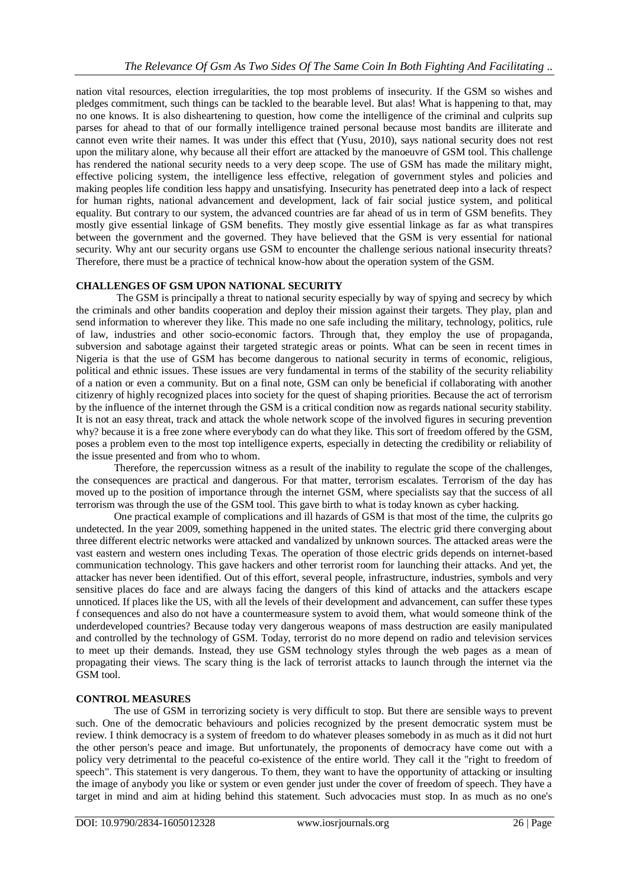nation vital resources, election irregularities, the top most problems of insecurity. If the GSM so wishes and pledges commitment, such things can be tackled to the bearable level. But alas! What is happening to that, may no one knows. It is also disheartening to question, how come the intelligence of the criminal and culprits sup parses for ahead to that of our formally intelligence trained personal because most bandits are illiterate and cannot even write their names. It was under this effect that (Yusu, 2010), says national security does not rest upon the military alone, why because all their effort are attacked by the manoeuvre of GSM tool. This challenge has rendered the national security needs to a very deep scope. The use of GSM has made the military might, effective policing system, the intelligence less effective, relegation of government styles and policies and making peoples life condition less happy and unsatisfying. Insecurity has penetrated deep into a lack of respect for human rights, national advancement and development, lack of fair social justice system, and political equality. But contrary to our system, the advanced countries are far ahead of us in term of GSM benefits. They mostly give essential linkage of GSM benefits. They mostly give essential linkage as far as what transpires between the government and the governed. They have believed that the GSM is very essential for national security. Why ant our security organs use GSM to encounter the challenge serious national insecurity threats? Therefore, there must be a practice of technical know-how about the operation system of the GSM.

## CHALLENGES OF GSM UPON NATIONAL SECURITY

The GSM is principally a threat to national security especially by way of spying and secrecy by which the criminals and other bandits cooperation and deploy their mission against their targets. They play, plan and send information to wherever they like. This made no one safe including the military, technology, politics, rule of law, industries and other socio-economic factors. Through that, they employ the use of propaganda, subversion and sabotage against their targeted strategic areas or points. What can be seen in recent times in Nigeria is that the use of GSM has become dangerous to national security in terms of economic, religious, political and ethnic issues. These issues are very fundamental in terms of the stability of the security reliability of a nation or even a community. But on a final note, GSM can only be beneficial if collaborating with another citizenry of highly recognized places into society for the quest of shaping priorities. Because the act of terrorism by the influence of the internet through the GSM is a critical condition now as regards national security stability. It is not an easy threat, track and attack the whole network scope of the involved figures in securing prevention why? because it is a free zone where everybody can do what they like. This sort of freedom offered by the GSM, poses a problem even to the most top intelligence experts, especially in detecting the credibility or reliability of the issue presented and from who to whom.

Therefore, the repercussion witness as a result of the inability to regulate the scope of the challenges, the consequences are practical and dangerous. For that matter, terrorism escalates. Terrorism of the day has moved up to the position of importance through the internet GSM, where specialists say that the success of all terrorism was through the use of the GSM tool. This gave birth to what is today known as cyber hacking.

One practical example of complications and ill hazards of GSM is that most of the time, the culprits go undetected. In the year 2009, something happened in the united states. The electric grid there converging about three different electric networks were attacked and vandalized by unknown sources. The attacked areas were the vast eastern and western ones including Texas. The operation of those electric grids depends on internet-based communication technology. This gave hackers and other terrorist room for launching their attacks. And yet, the attacker has never been identified. Out of this effort, several people, infrastructure, industries, symbols and very sensitive places do face and are always facing the dangers of this kind of attacks and the attackers escape unnoticed. If places like the US, with all the levels of their development and advancement, can suffer these types f consequences and also do not have a countermeasure system to avoid them, what would someone think of the underdeveloped countries? Because today very dangerous weapons of mass destruction are easily manipulated and controlled by the technology of GSM. Today, terrorist do no more depend on radio and television services to meet up their demands. Instead, they use GSM technology styles through the web pages as a mean of propagating their views. The scary thing is the lack of terrorist attacks to launch through the internet via the GSM tool.

## CONTROL MEASURES

The use of GSM in terrorizing society is very difficult to stop. But there are sensible ways to prevent such. One of the democratic behaviours and policies recognized by the present democratic system must be review. I think democracy is a system of freedom to do whatever pleases somebody in as much as it did not hurt the other person's peace and image. But unfortunately, the proponents of democracy have come out with a policy very detrimental to the peaceful co-existence of the entire world. They call it the "right to freedom of speech". This statement is very dangerous. To them, they want to have the opportunity of attacking or insulting the image of anybody you like or system or even gender just under the cover of freedom of speech. They have a target in mind and aim at hiding behind this statement. Such advocacies must stop. In as much as no one's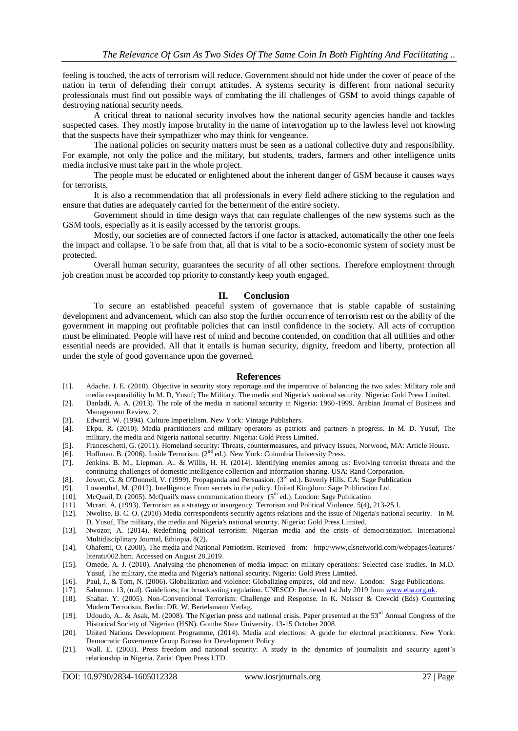feeling is touched, the acts of terrorism will reduce. Government should not hide under the cover of peace of the nation in term of defending their corrupt attitudes. A systems security is different from national security professionals must find out possible ways of combating the ill challenges of GSM to avoid things capable of destroying national security needs.

A critical threat to national security involves how the national security agencies handle and tackles suspected cases. They mostly impose brutality in the name of interrogation up to the lawless level not knowing that the suspects have their sympathizer who may think for vengeance.

The national policies on security matters must be seen as a national collective duty and responsibility. For example, not only the police and the military, but students, traders, farmers and other intelligence units media inclusive must take part in the whole project.

The people must be educated or enlightened about the inherent danger of GSM because it causes ways for terrorists.

It is also a recommendation that all professionals in every field adhere sticking to the regulation and ensure that duties are adequately carried for the betterment of the entire society.

Government should in time design ways that can regulate challenges of the new systems such as the GSM tools, especially as it is easily accessed by the terrorist groups.

Mostly, our societies are of connected factors if one factor is attacked, automatically the other one feels the impact and collapse. To be safe from that, all that is vital to be a socio-economic system of society must be protected.

Overall human security, guarantees the security of all other sections. Therefore employment through job creation must be accorded top priority to constantly keep youth engaged.

## II. Conclusion

To secure an established peaceful system of governance that is stable capable of sustaining development and advancement, which can also stop the further occurrence of terrorism rest on the ability of the government in mapping out profitable policies that can instil confidence in the society. All acts of corruption must be eliminated. People will have rest of mind and become contended, on condition that all utilities and other essential needs are provided. All that it entails is human security, dignity, freedom and liberty, protection all under the style of good governance upon the governed.

## References

[1]. Adache. J. E. (2010). Objective in security story reportage and the imperative of balancing the two sides: Military role and media responsibility In M. D, Yusuf; The Military. The media and Nigeria's national security. Nigeria: Gold Press Limited.

[2]. Danladi, A. A. (2013). The role of the media in national security in Nigeria: 1960-1999. Arabian Journal of Business and Management Review, 2.

[3]. Edward. W. (1994). Culture Imperialism. New York: Vintage Publishers.

[4]. Ekpu. R. (2010). Media practitioners and military operators as patriots and partners n progress. In M. D. Yusuf, The military, the media and Nigeria national security. Nigeria: Gold Press Limited.

[5]. Franceschetti, G. (2011). Homeland security: Threats, countermeasures, and privacy Issues, Norwood, MA: Article House.

[6]. Hoffman. B. (2006). Inside Terrorism. (2nd ed.). New York: Columbia University Press.

[7]. Jenkins. B. M., Liepman. A.. & Willis, H. H. (2014). Identifying enemies among us: Evolving terrorist threats and the continuing challenges of domestic intelligence collection and information sharing. USA: Rand Corporation.

[8]. Jowett, G. & O'Donnell, V. (1999). Propaganda and Persuasion. (3rd ed.). Beverly Hills. CA: Sage Publication

[9]. Lowenthal, M. (2012). Intelligence: From secrets in the policy. United Kingdom: Sage Publication Ltd.

[10]. McQuail, D. (2005). McQuail's mass communication theory (5th ed.). London: Sage Publication

[11]. Mcrari, A, (1993). Terrorism as a strategy or insurgency. Terrorism and Political Violence. 5(4), 213-25 I.

[12]. Nwolise. B. C. O. (2010) Media correspondents-security agents relations and the issue of Nigeria's national security. In M. D. Yusuf, The military, the media and Nigeria's national security. Nigeria: Gold Press Limited.

[13]. Nwozor, A. (2014). Redefining political terrorism: Nigerian media and the crisis of democratization. International Multidisciplinary Journal, Ethiopia. 8(2).

[14]. Ohafemi, O. (2008). The media and National Patriotism. Retrieved from: http:\vww,clsnetworld.com/webpages/leatures/ literati/002.htm. Accessed on August 28.2019.

[15]. Omede, A. J. (2010). Analysing the phenomenon of media impact on military operations: Selected case studies. In M.D. Yusuf, The military, the media and Nigeria's national security. Nigeria: Gold Press Limited.

[16]. Paul, J., & Tom, N. (2006). Globalization and violence: Globalizing empires, old and new. London: Sage Publications.

[17]. Salomon. 13, (n.d). Guidelines; for broadcasting regulation. UNESCO: Retrieved 1st July 2019 from www.eba.org.uk.

[18]. Shahar. Y. (2005). Non-Conventional Terrorism: Challenge and Response. In K. Neisscr & Crevcld (Eds) Countering Modern Terrorism. Berlin: DR. W. Bertelsmann Verlag.

[19]. Udoudo, A.. & Asak, M. (2008). The Nigerian press and national crisis. Paper presented at the 53rd Annual Congress of the Historical Society of Nigerian (HSN). Gombe State University. 13-15 October 2008.

[20]. United Nations Development Programme, (2014). Media and elections: A guide for electoral practitioners. New York: Democratic Governance Group Bureau for Development Policy

[21]. Wall. E. (2003). Press freedom and national security: A study in the dynamics of journalists and security agent's relationship in Nigeria. Zaria: Open Press LTD.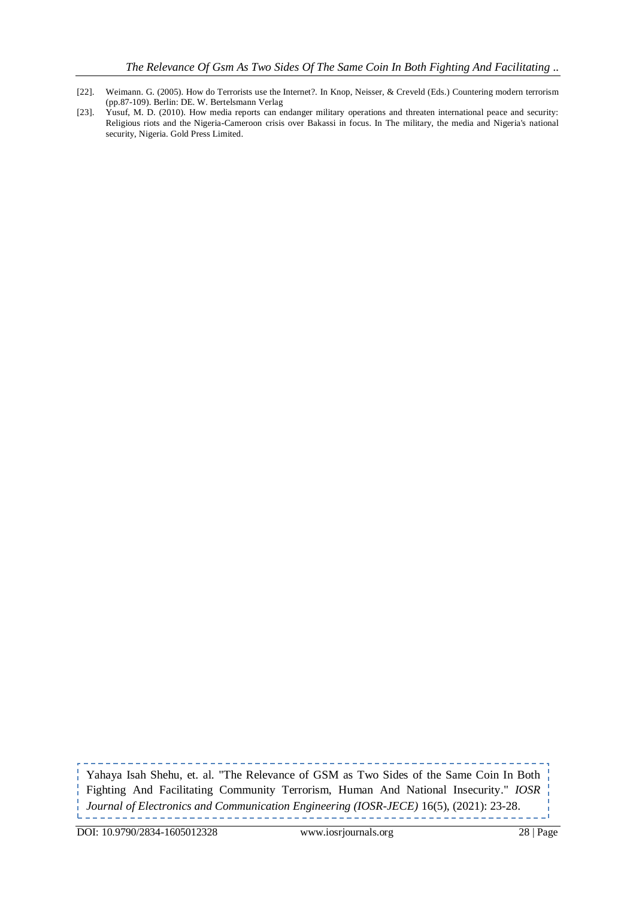[22]. Weimann. G. (2005). How do Terrorists use the Internet?. In Knop, Neisser, & Creveld (Eds.) Countering modern terrorism (pp.87-109). Berlin: DE. W. Bertelsmann Verlag

[23]. Yusuf, M. D. (2010). How media reports can endanger military operations and threaten international peace and security: Religious riots and the Nigeria-Cameroon crisis over Bakassi in focus. In The military, the media and Nigeria's national security, Nigeria. Gold Press Limited.

Yahaya Isah Shehu, et. al. "The Relevance of GSM as Two Sides of the Same Coin In Both Fighting And Facilitating Community Terrorism, Human And National Insecurity." *IOSR Journal of Electronics and Communication Engineering (IOSR-JECE)* 16(5), (2021): 23-28.